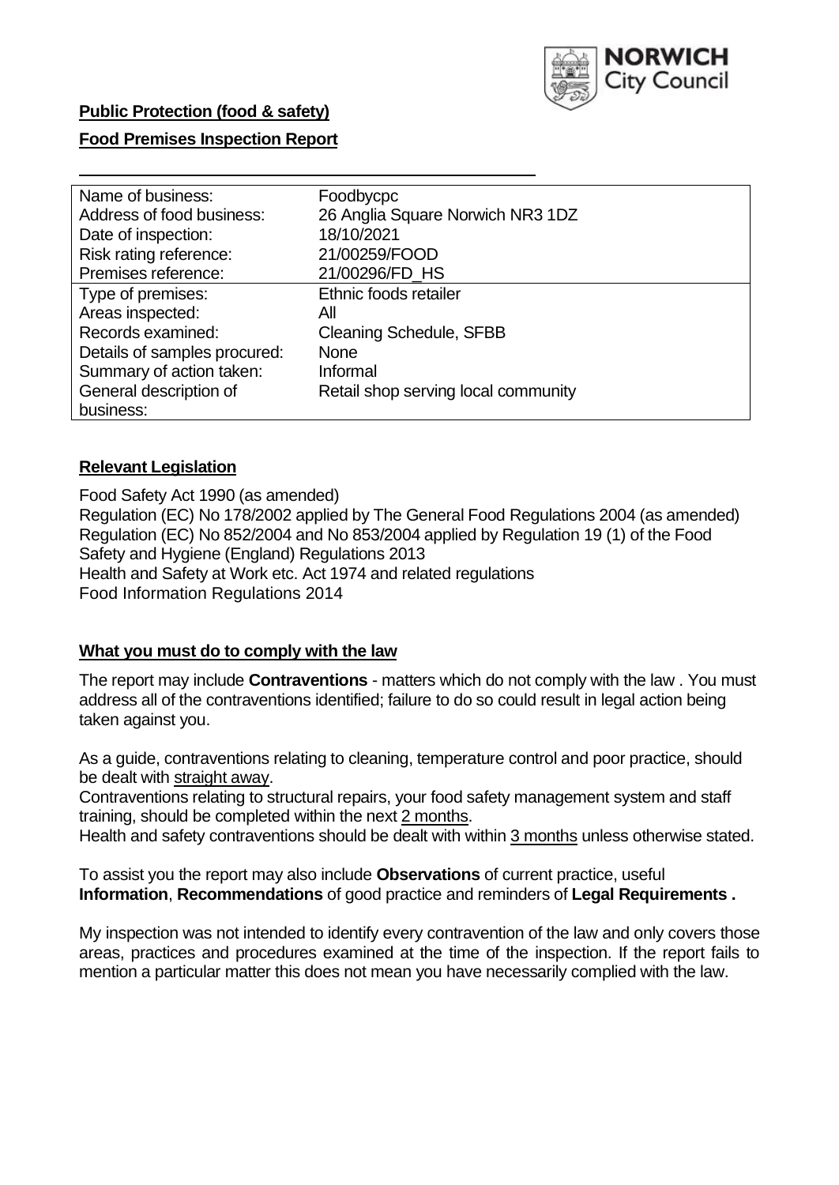**Public Protection (food & safety)**

**Food Premises Inspection Report**

| Name of business: | Foodbycpc |
|---|---|
| Address of food business: | 26 Anglia Square Norwich NR3 1DZ |
| Date of inspection: | 18/10/2021 |
| Risk rating reference: | 21/00259/FOOD |
| Premises reference: | 21/00296/FD_HS |
| Type of premises: | Ethnic foods retailer |
| Areas inspected: | All |
| Records examined: | Cleaning Schedule, SFBB |
| Details of samples procured: | None |
| Summary of action taken: | Informal |
| General description of business: | Retail shop serving local community |

## Relevant Legislation

Food Safety Act 1990 (as amended)
Regulation (EC) No 178/2002 applied by The General Food Regulations 2004 (as amended)
Regulation (EC) No 852/2004 and No 853/2004 applied by Regulation 19 (1) of the Food Safety and Hygiene (England) Regulations 2013
Health and Safety at Work etc. Act 1974 and related regulations
Food Information Regulations 2014

## What you must do to comply with the law

The report may include **Contraventions** - matters which do not comply with the law . You must address all of the contraventions identified; failure to do so could result in legal action being taken against you.

As a guide, contraventions relating to cleaning, temperature control and poor practice, should be dealt with straight away.

Contraventions relating to structural repairs, your food safety management system and staff training, should be completed within the next 2 months.

Health and safety contraventions should be dealt with within 3 months unless otherwise stated.

To assist you the report may also include **Observations** of current practice, useful **Information**, **Recommendations** of good practice and reminders of **Legal Requirements .**

My inspection was not intended to identify every contravention of the law and only covers those areas, practices and procedures examined at the time of the inspection. If the report fails to mention a particular matter this does not mean you have necessarily complied with the law.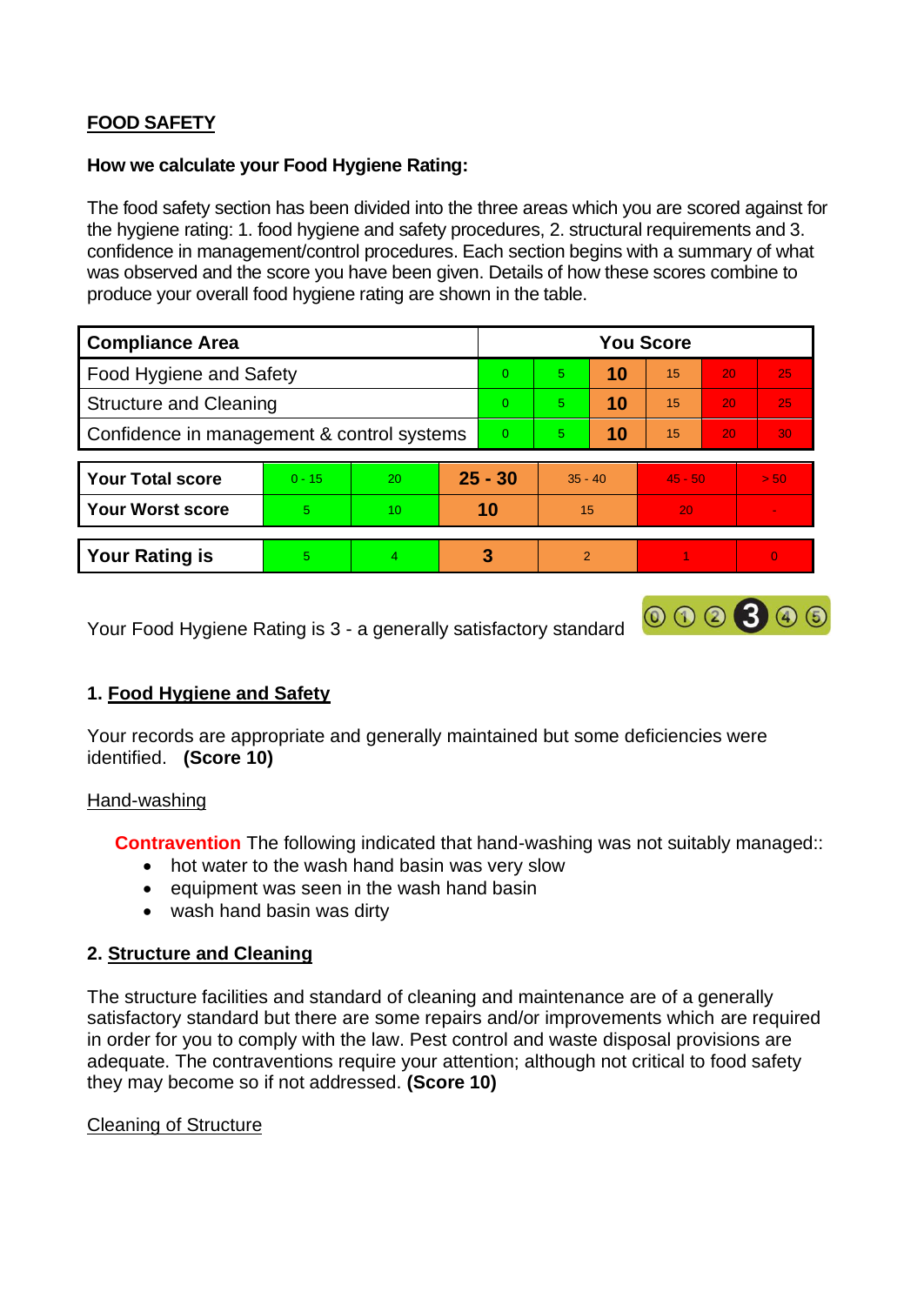**FOOD SAFETY**

**How we calculate your Food Hygiene Rating:**

The food safety section has been divided into the three areas which you are scored against for the hygiene rating: 1. food hygiene and safety procedures, 2. structural requirements and 3. confidence in management/control procedures. Each section begins with a summary of what was observed and the score you have been given. Details of how these scores combine to produce your overall food hygiene rating are shown in the table.

| Compliance Area | You Score | | | | | |
|---|---|---|---|---|---|---|
| Food Hygiene and Safety | 0 | 5 | **10** | 15 | 20 | 25 |
| Structure and Cleaning | 0 | 5 | **10** | 15 | 20 | 25 |
| Confidence in management & control systems | 0 | 5 | **10** | 15 | 20 | 30 |

| | | | | | | |
|---|---|---|---|---|---|---|
| **Your Total score** | 0 - 15 | 20 | **25 - 30** | 35 - 40 | 45 - 50 | > 50 |
| **Your Worst score** | 5 | 10 | **10** | 15 | 20 | - |

| | | | | | | |
|---|---|---|---|---|---|---|
| **Your Rating is** | 5 | 4 | **3** | 2 | 1 | 0 |

Your Food Hygiene Rating is 3 - a generally satisfactory standard

## 1. Food Hygiene and Safety

Your records are appropriate and generally maintained but some deficiencies were identified. **(Score 10)**

Hand-washing

**Contravention** The following indicated that hand-washing was not suitably managed::

- hot water to the wash hand basin was very slow
- equipment was seen in the wash hand basin
- wash hand basin was dirty

## 2. Structure and Cleaning

The structure facilities and standard of cleaning and maintenance are of a generally satisfactory standard but there are some repairs and/or improvements which are required in order for you to comply with the law. Pest control and waste disposal provisions are adequate. The contraventions require your attention; although not critical to food safety they may become so if not addressed. **(Score 10)**

Cleaning of Structure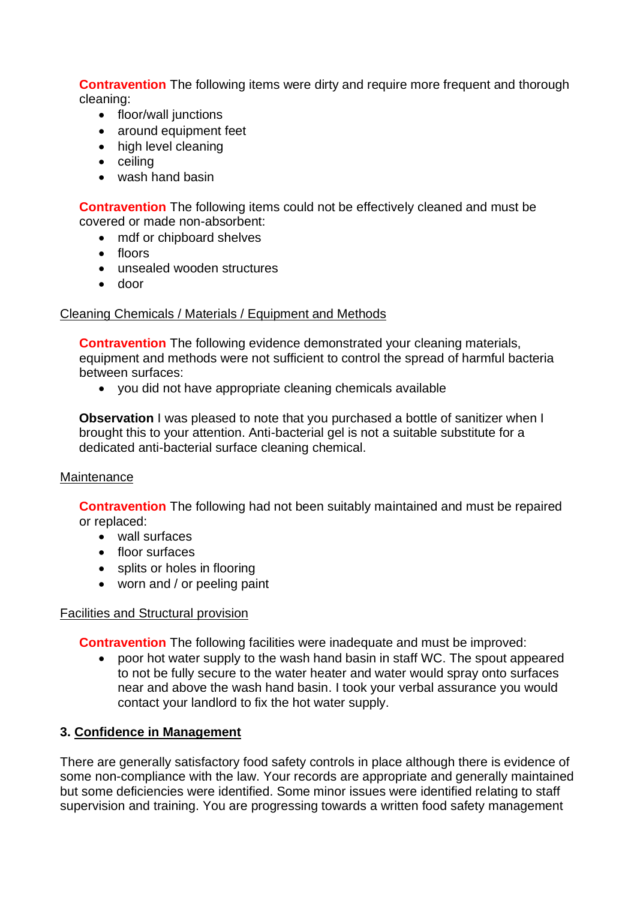**Contravention** The following items were dirty and require more frequent and thorough cleaning:

- floor/wall junctions
- around equipment feet
- high level cleaning
- ceiling
- wash hand basin

**Contravention** The following items could not be effectively cleaned and must be covered or made non-absorbent:

- mdf or chipboard shelves
- floors
- unsealed wooden structures
- door

Cleaning Chemicals / Materials / Equipment and Methods

**Contravention** The following evidence demonstrated your cleaning materials, equipment and methods were not sufficient to control the spread of harmful bacteria between surfaces:

- you did not have appropriate cleaning chemicals available

**Observation** I was pleased to note that you purchased a bottle of sanitizer when I brought this to your attention. Anti-bacterial gel is not a suitable substitute for a dedicated anti-bacterial surface cleaning chemical.

Maintenance

**Contravention** The following had not been suitably maintained and must be repaired or replaced:

- wall surfaces
- floor surfaces
- splits or holes in flooring
- worn and / or peeling paint

Facilities and Structural provision

**Contravention** The following facilities were inadequate and must be improved:

- poor hot water supply to the wash hand basin in staff WC. The spout appeared to not be fully secure to the water heater and water would spray onto surfaces near and above the wash hand basin. I took your verbal assurance you would contact your landlord to fix the hot water supply.

## 3. Confidence in Management

There are generally satisfactory food safety controls in place although there is evidence of some non-compliance with the law. Your records are appropriate and generally maintained but some deficiencies were identified. Some minor issues were identified relating to staff supervision and training. You are progressing towards a written food safety management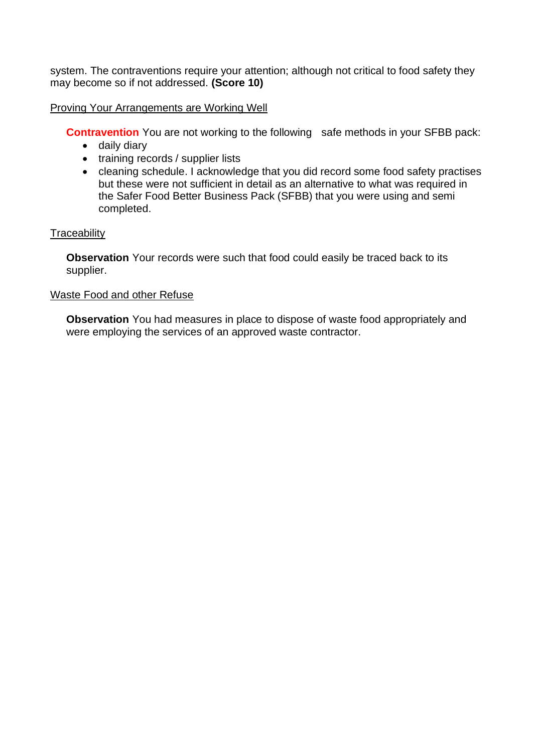system. The contraventions require your attention; although not critical to food safety they may become so if not addressed. **(Score 10)**

Proving Your Arrangements are Working Well

**Contravention** You are not working to the following safe methods in your SFBB pack:

- daily diary
- training records / supplier lists
- cleaning schedule. I acknowledge that you did record some food safety practises but these were not sufficient in detail as an alternative to what was required in the Safer Food Better Business Pack (SFBB) that you were using and semi completed.

Traceability

**Observation** Your records were such that food could easily be traced back to its supplier.

Waste Food and other Refuse

**Observation** You had measures in place to dispose of waste food appropriately and were employing the services of an approved waste contractor.